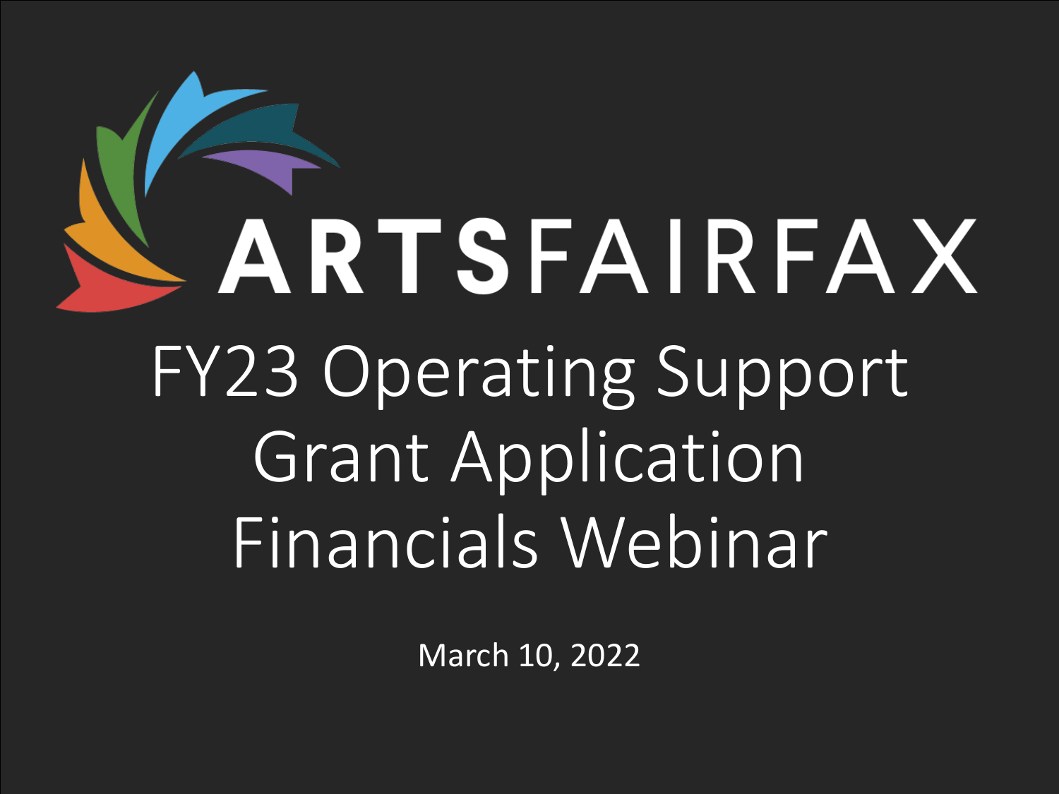# ARTSFAIRFAX

# FY23 Operating Support Grant Application Financials Webinar

March 10, 2022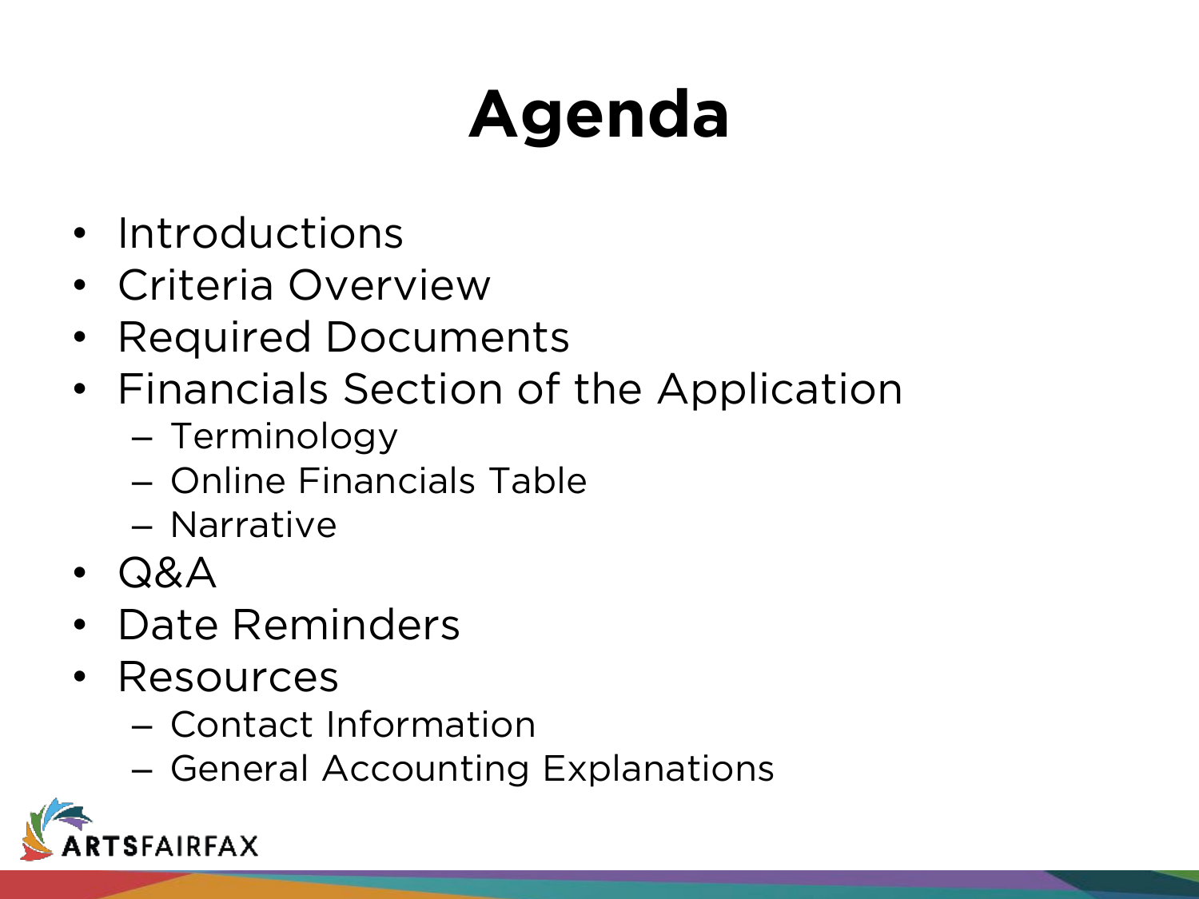# Agenda

- Introductions
- Criteria Overview
- Required Documents
- Financials Section of the Application
  - Terminology
  - Online Financials Table
  - Narrative
- Q&A
- Date Reminders
- Resources
  - Contact Information
  - General Accounting Explanations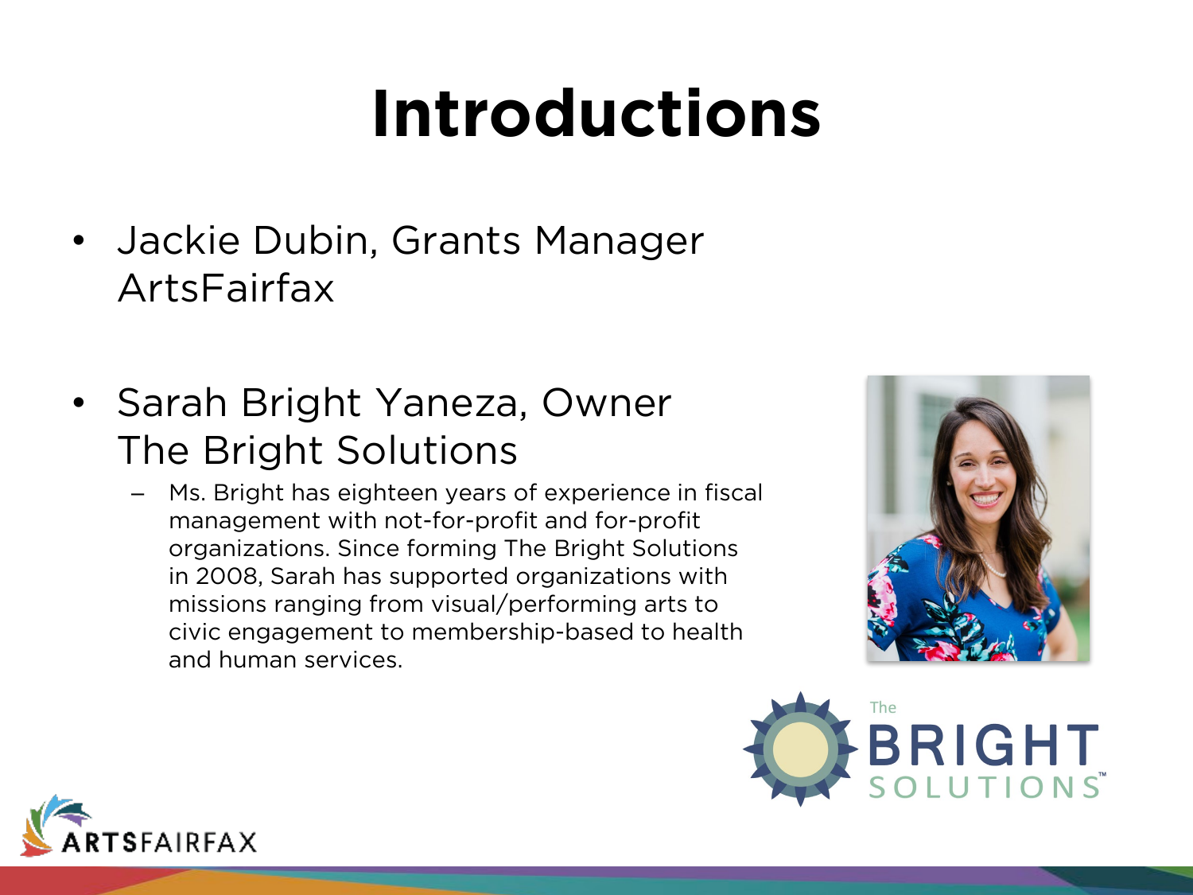# Introductions

- Jackie Dubin, Grants Manager
  ArtsFairfax

- Sarah Bright Yaneza, Owner
  The Bright Solutions
  - Ms. Bright has eighteen years of experience in fiscal management with not-for-profit and for-profit organizations. Since forming The Bright Solutions in 2008, Sarah has supported organizations with missions ranging from visual/performing arts to civic engagement to membership-based to health and human services.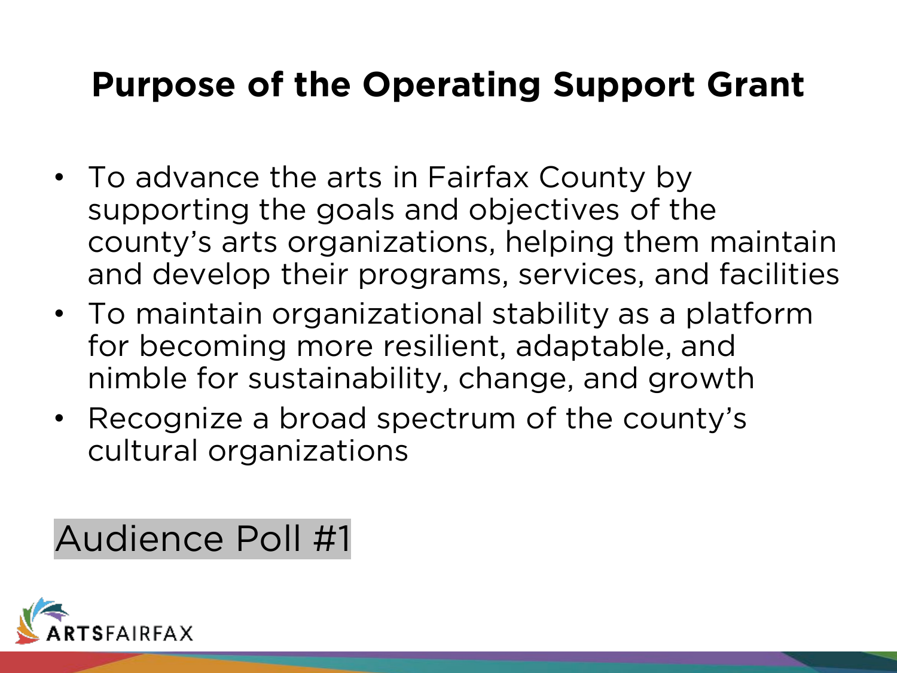# Purpose of the Operating Support Grant

- To advance the arts in Fairfax County by supporting the goals and objectives of the county's arts organizations, helping them maintain and develop their programs, services, and facilities
- To maintain organizational stability as a platform for becoming more resilient, adaptable, and nimble for sustainability, change, and growth
- Recognize a broad spectrum of the county's cultural organizations

Audience Poll #1

ARTSFAIRFAX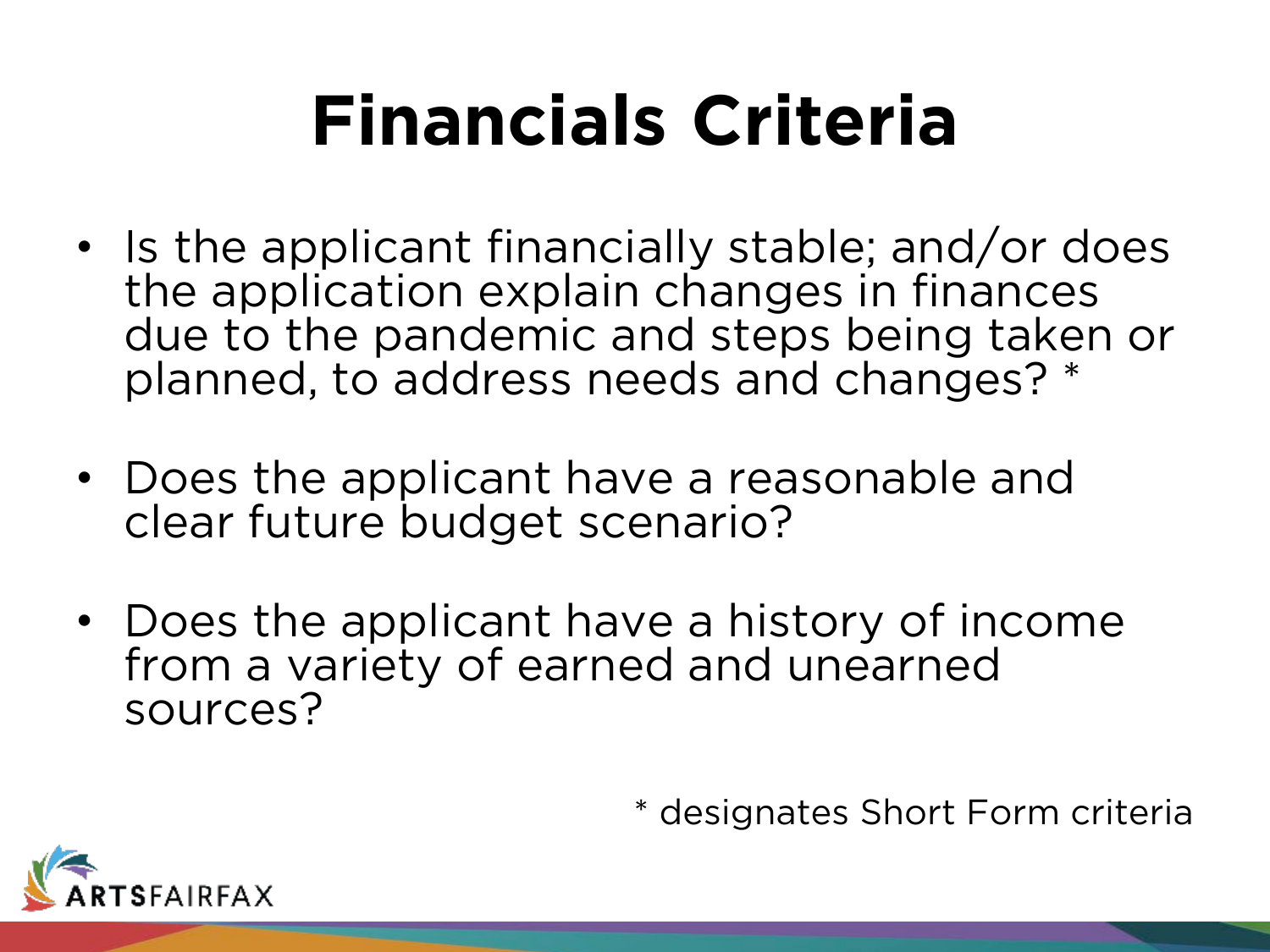# Financials Criteria

- Is the applicant financially stable; and/or does the application explain changes in finances due to the pandemic and steps being taken or planned, to address needs and changes? *
- Does the applicant have a reasonable and clear future budget scenario?
- Does the applicant have a history of income from a variety of earned and unearned sources?

* designates Short Form criteria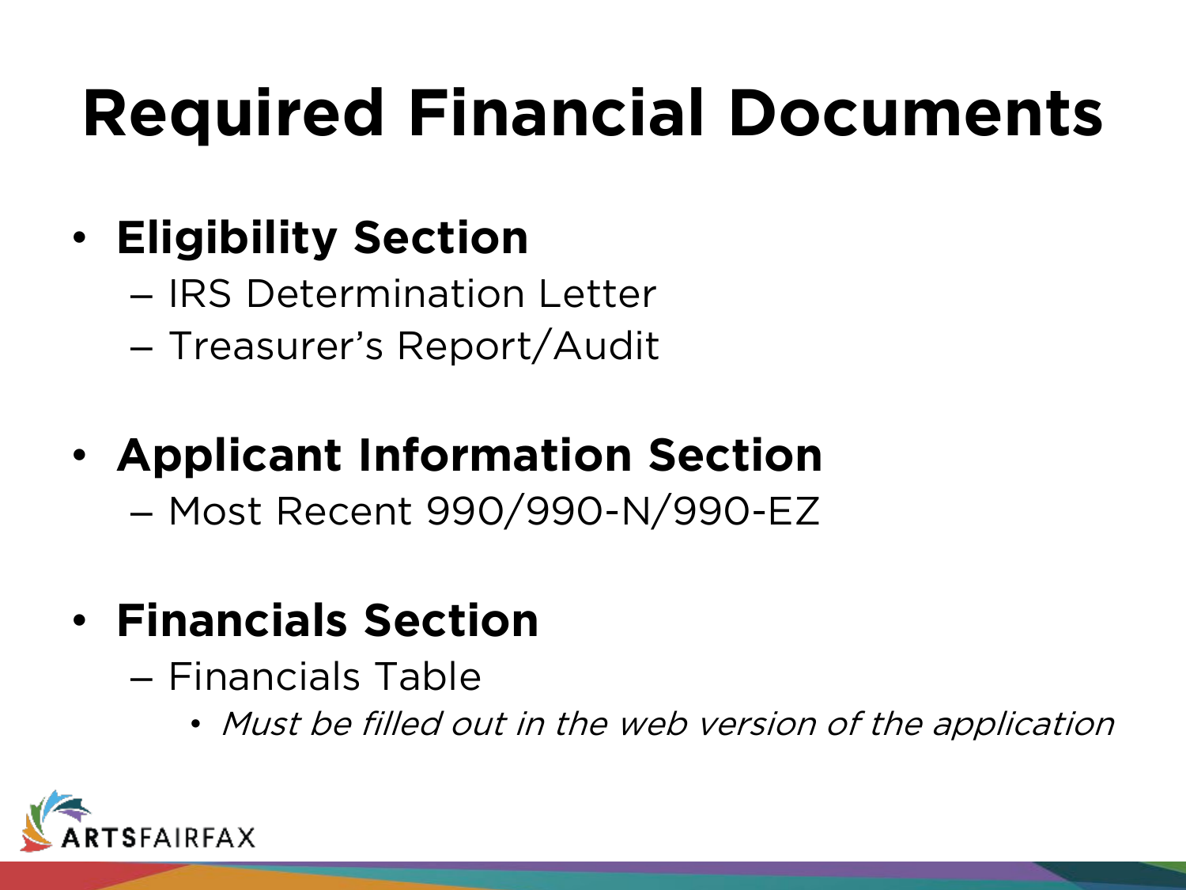# Required Financial Documents

- **Eligibility Section**
  - IRS Determination Letter
  - Treasurer's Report/Audit
- **Applicant Information Section**
  - Most Recent 990/990-N/990-EZ
- **Financials Section**
  - Financials Table
    - *Must be filled out in the web version of the application*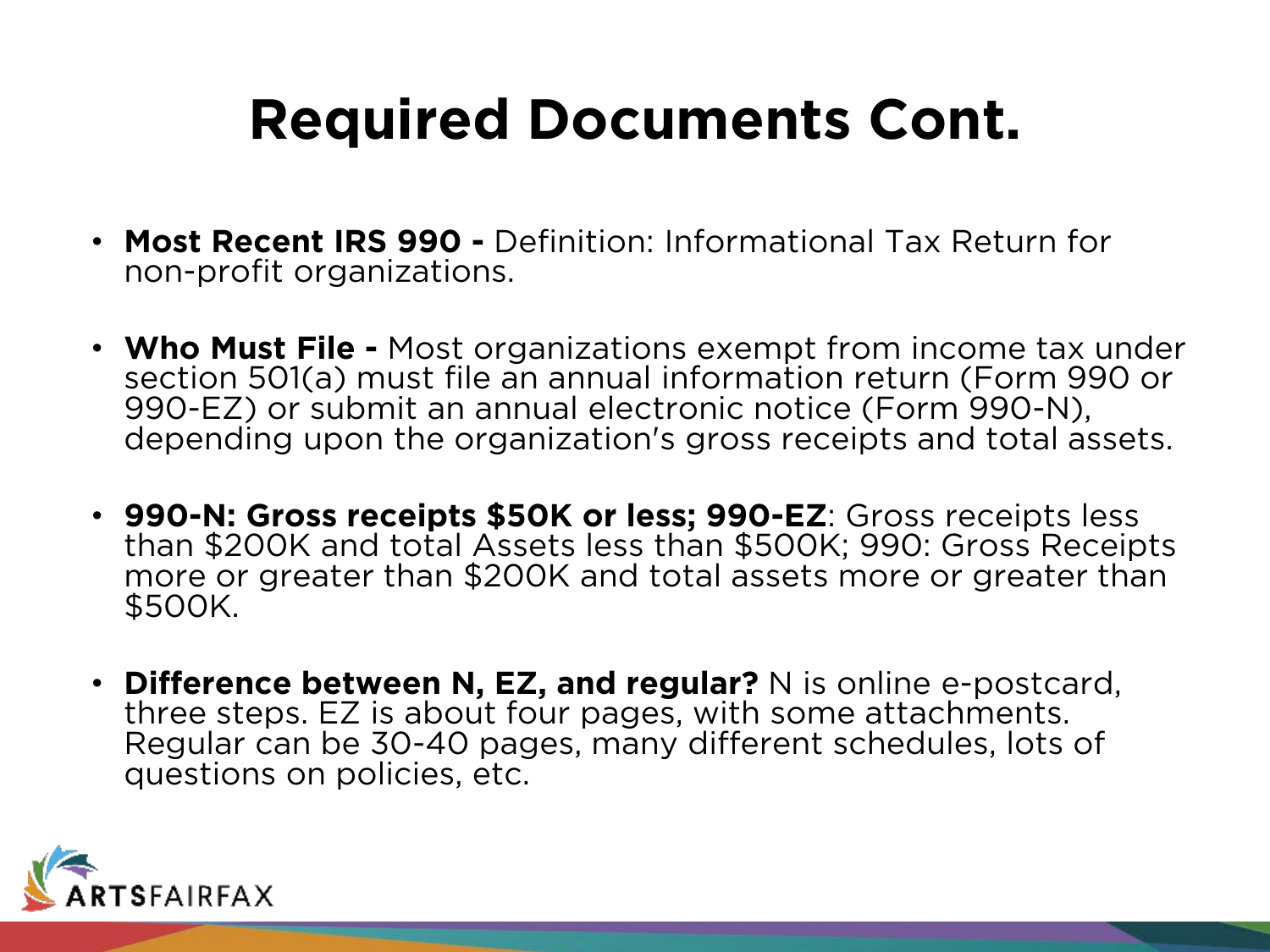# Required Documents Cont.

- **Most Recent IRS 990 -** Definition: Informational Tax Return for non-profit organizations.
- **Who Must File -** Most organizations exempt from income tax under section 501(a) must file an annual information return (Form 990 or 990-EZ) or submit an annual electronic notice (Form 990-N), depending upon the organization's gross receipts and total assets.
- **990-N: Gross receipts $50K or less; 990-EZ**: Gross receipts less than $200K and total Assets less than $500K; 990: Gross Receipts more or greater than $200K and total assets more or greater than $500K.
- **Difference between N, EZ, and regular?** N is online e-postcard, three steps. EZ is about four pages, with some attachments. Regular can be 30-40 pages, many different schedules, lots of questions on policies, etc.

ARTSFAIRFAX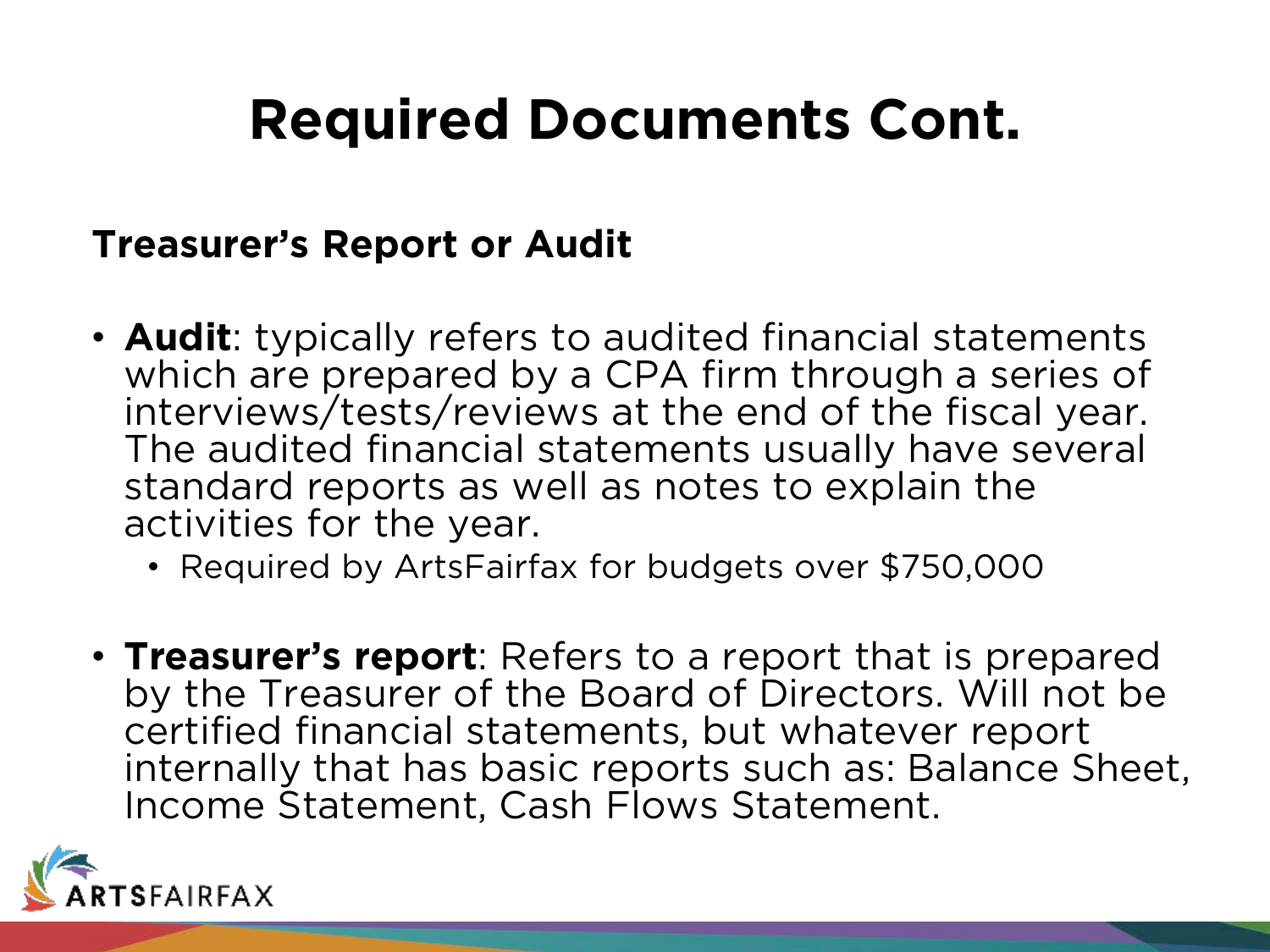# Required Documents Cont.

**Treasurer's Report or Audit**

- **Audit**: typically refers to audited financial statements which are prepared by a CPA firm through a series of interviews/tests/reviews at the end of the fiscal year. The audited financial statements usually have several standard reports as well as notes to explain the activities for the year.
  - Required by ArtsFairfax for budgets over $750,000
- **Treasurer's report**: Refers to a report that is prepared by the Treasurer of the Board of Directors. Will not be certified financial statements, but whatever report internally that has basic reports such as: Balance Sheet, Income Statement, Cash Flows Statement.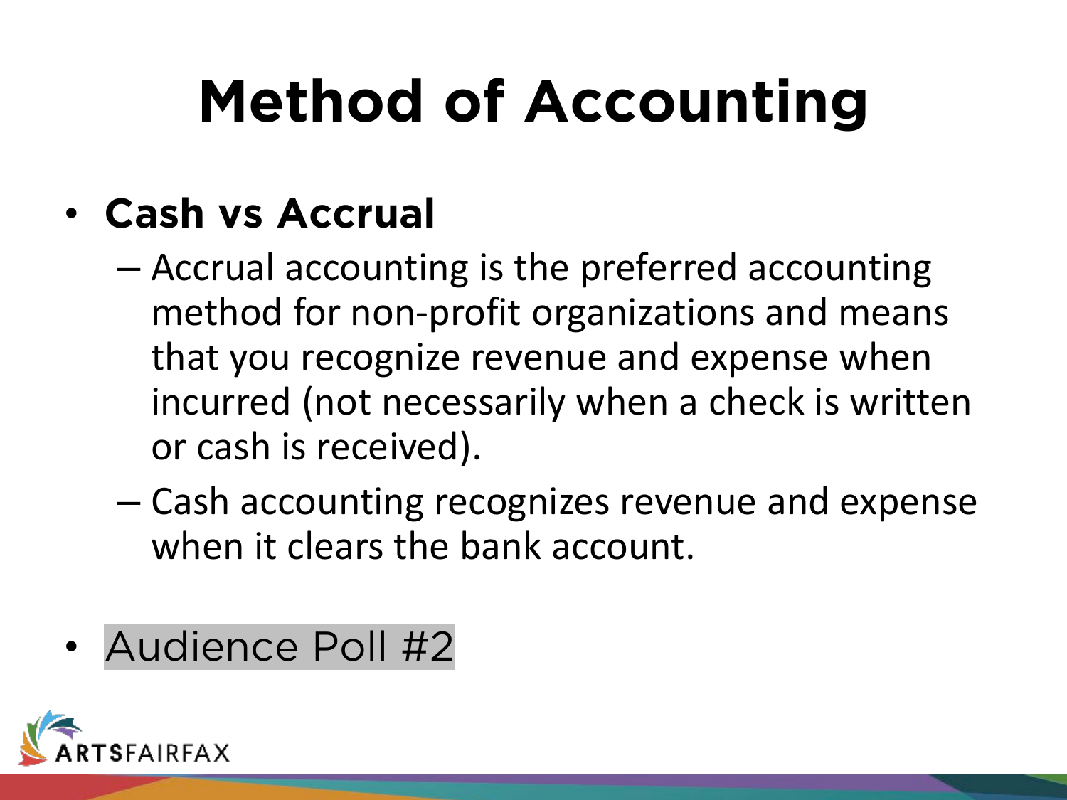# Method of Accounting

- **Cash vs Accrual**
  - Accrual accounting is the preferred accounting method for non-profit organizations and means that you recognize revenue and expense when incurred (not necessarily when a check is written or cash is received).
  - Cash accounting recognizes revenue and expense when it clears the bank account.
- Audience Poll #2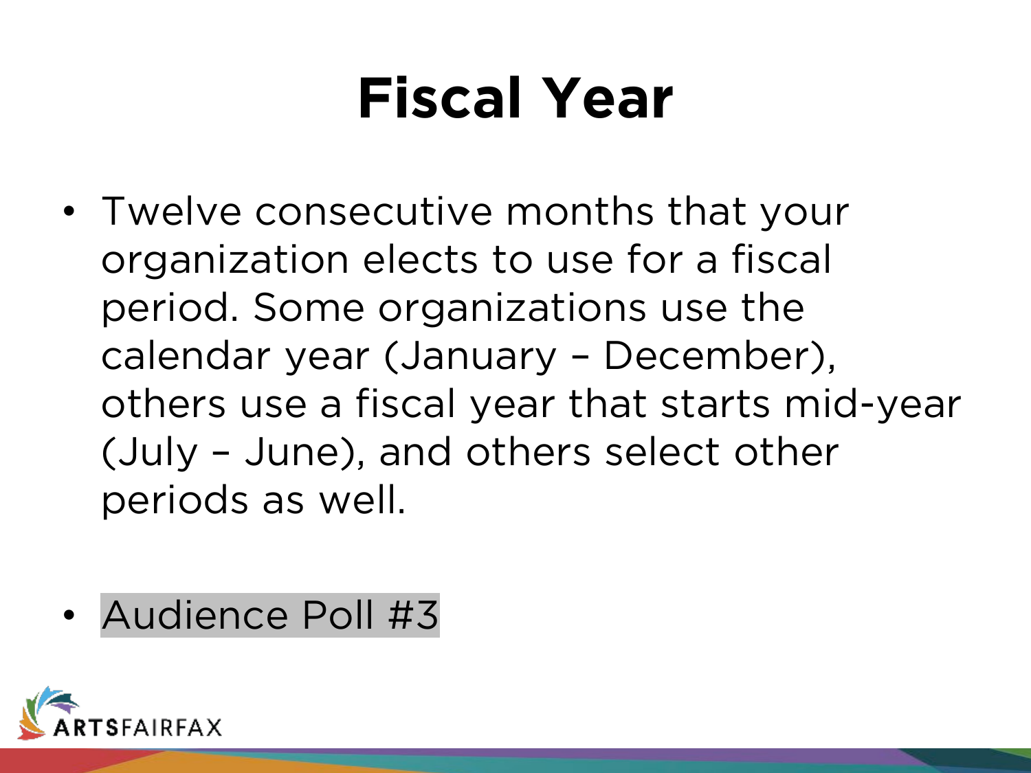# Fiscal Year

- Twelve consecutive months that your organization elects to use for a fiscal period. Some organizations use the calendar year (January – December), others use a fiscal year that starts mid-year (July – June), and others select other periods as well.

- Audience Poll #3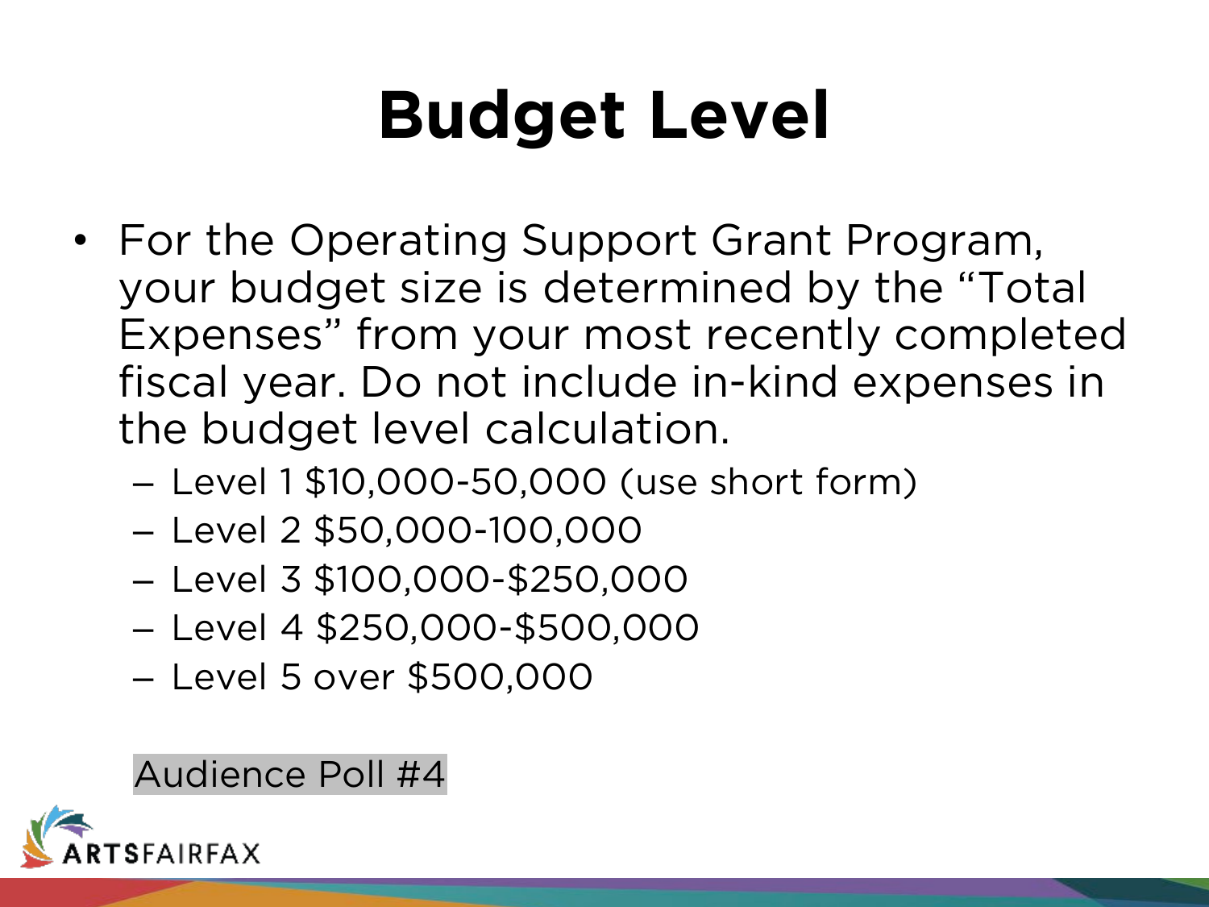# Budget Level

- For the Operating Support Grant Program, your budget size is determined by the "Total Expenses" from your most recently completed fiscal year. Do not include in-kind expenses in the budget level calculation.
  - Level 1 $10,000-50,000 (use short form)
  - Level 2 $50,000-100,000
  - Level 3 $100,000-$250,000
  - Level 4 $250,000-$500,000
  - Level 5 over $500,000

Audience Poll #4

ARTSFAIRFAX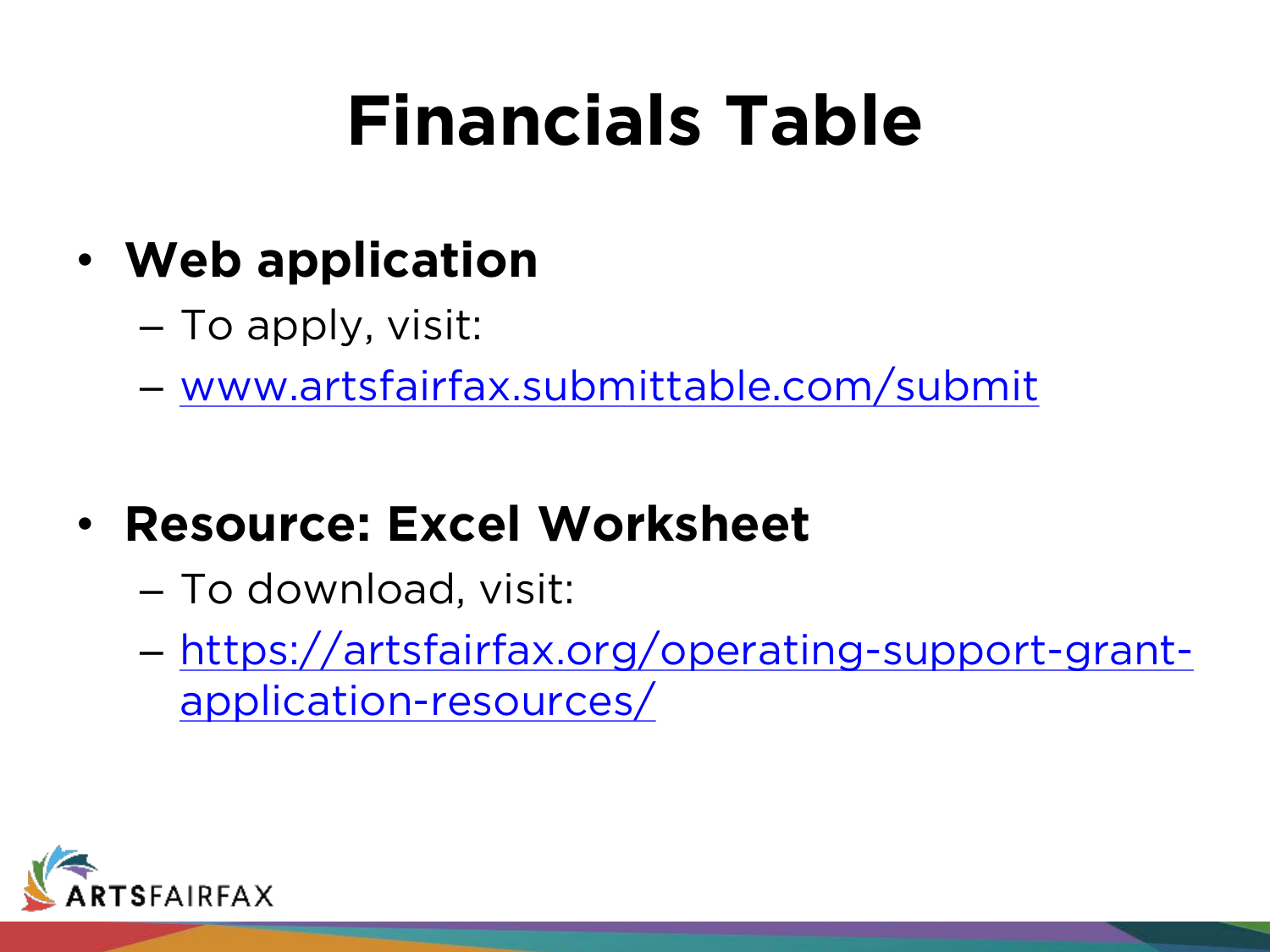# Financials Table

- **Web application**
  - To apply, visit:
  - www.artsfairfax.submittable.com/submit

- **Resource: Excel Worksheet**
  - To download, visit:
  - https://artsfairfax.org/operating-support-grant-application-resources/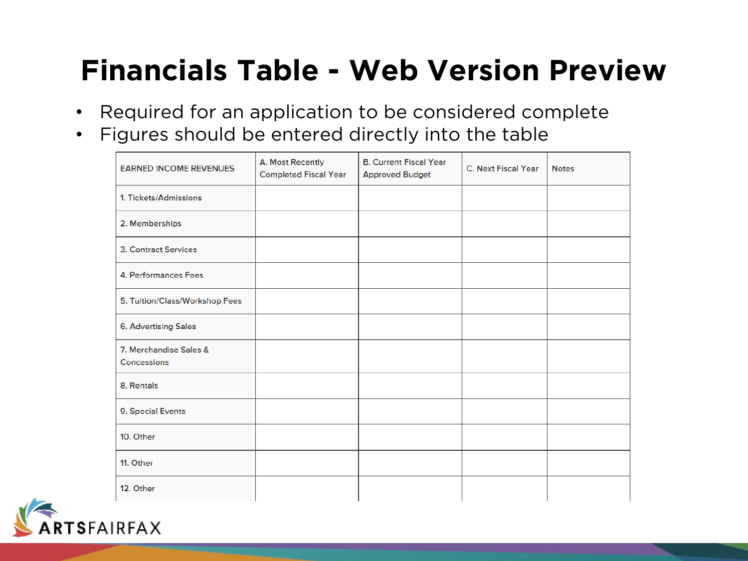# Financials Table - Web Version Preview

- Required for an application to be considered complete
- Figures should be entered directly into the table

| EARNED INCOME REVENUES | A. Most Recently Completed Fiscal Year | B. Current Fiscal Year Approved Budget | C. Next Fiscal Year | Notes |
| --- | --- | --- | --- | --- |
| 1. Tickets/Admissions | | | | |
| 2. Memberships | | | | |
| 3. Contract Services | | | | |
| 4. Performances Fees | | | | |
| 5. Tuition/Class/Workshop Fees | | | | |
| 6. Advertising Sales | | | | |
| 7. Merchandise Sales & Concessions | | | | |
| 8. Rentals | | | | |
| 9. Special Events | | | | |
| 10. Other | | | | |
| 11. Other | | | | |
| 12. Other | | | | |

ARTSFAIRFAX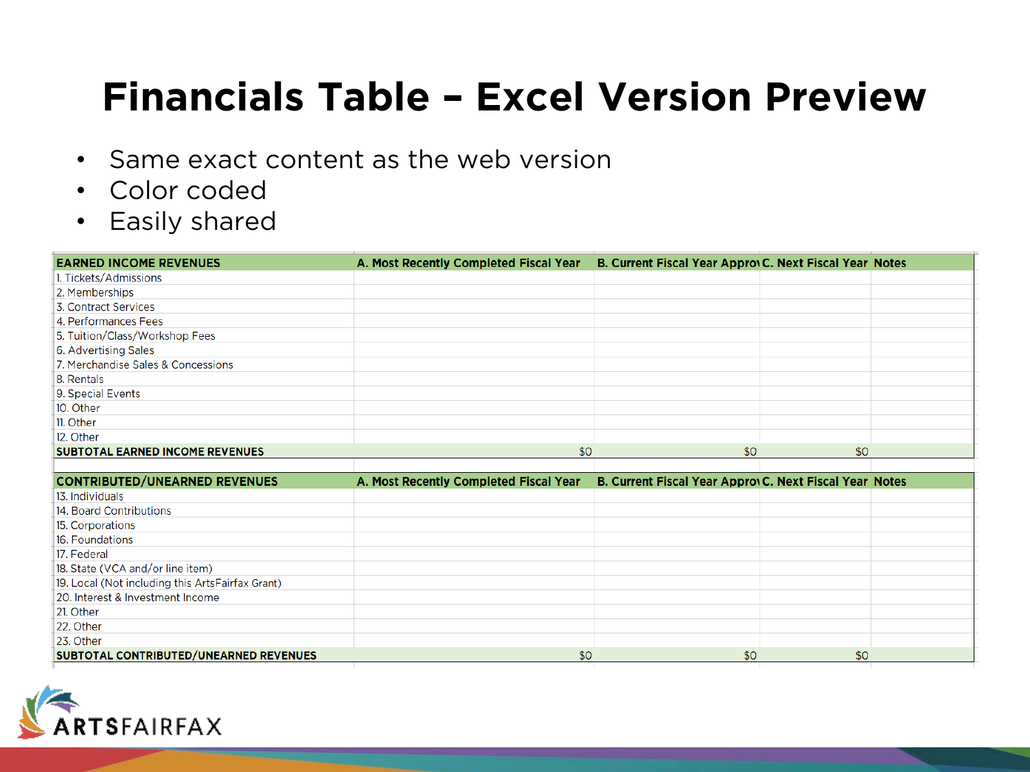# Financials Table – Excel Version Preview

- Same exact content as the web version
- Color coded
- Easily shared

| EARNED INCOME REVENUES | A. Most Recently Completed Fiscal Year | B. Current Fiscal Year Approv | C. Next Fiscal Year | Notes |
|---|---|---|---|---|
| 1. Tickets/Admissions | | | | |
| 2. Memberships | | | | |
| 3. Contract Services | | | | |
| 4. Performances Fees | | | | |
| 5. Tuition/Class/Workshop Fees | | | | |
| 6. Advertising Sales | | | | |
| 7. Merchandise Sales & Concessions | | | | |
| 8. Rentals | | | | |
| 9. Special Events | | | | |
| 10. Other | | | | |
| 11. Other | | | | |
| 12. Other | | | | |
| **SUBTOTAL EARNED INCOME REVENUES** | $0 | $0 | $0 | |

| CONTRIBUTED/UNEARNED REVENUES | A. Most Recently Completed Fiscal Year | B. Current Fiscal Year Approv | C. Next Fiscal Year | Notes |
|---|---|---|---|---|
| 13. Individuals | | | | |
| 14. Board Contributions | | | | |
| 15. Corporations | | | | |
| 16. Foundations | | | | |
| 17. Federal | | | | |
| 18. State (VCA and/or line item) | | | | |
| 19. Local (Not including this ArtsFairfax Grant) | | | | |
| 20. Interest & Investment Income | | | | |
| 21. Other | | | | |
| 22. Other | | | | |
| 23. Other | | | | |
| **SUBTOTAL CONTRIBUTED/UNEARNED REVENUES** | $0 | $0 | $0 | |

ARTSFAIRFAX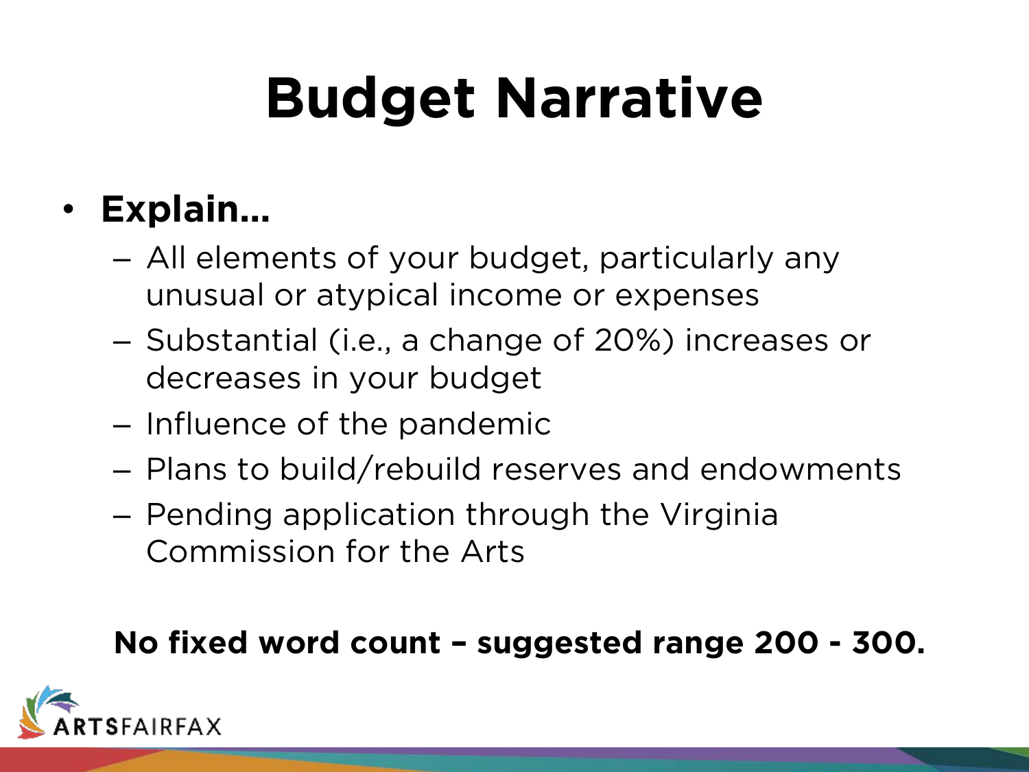# Budget Narrative

- **Explain…**
  - All elements of your budget, particularly any unusual or atypical income or expenses
  - Substantial (i.e., a change of 20%) increases or decreases in your budget
  - Influence of the pandemic
  - Plans to build/rebuild reserves and endowments
  - Pending application through the Virginia Commission for the Arts

**No fixed word count – suggested range 200 - 300.**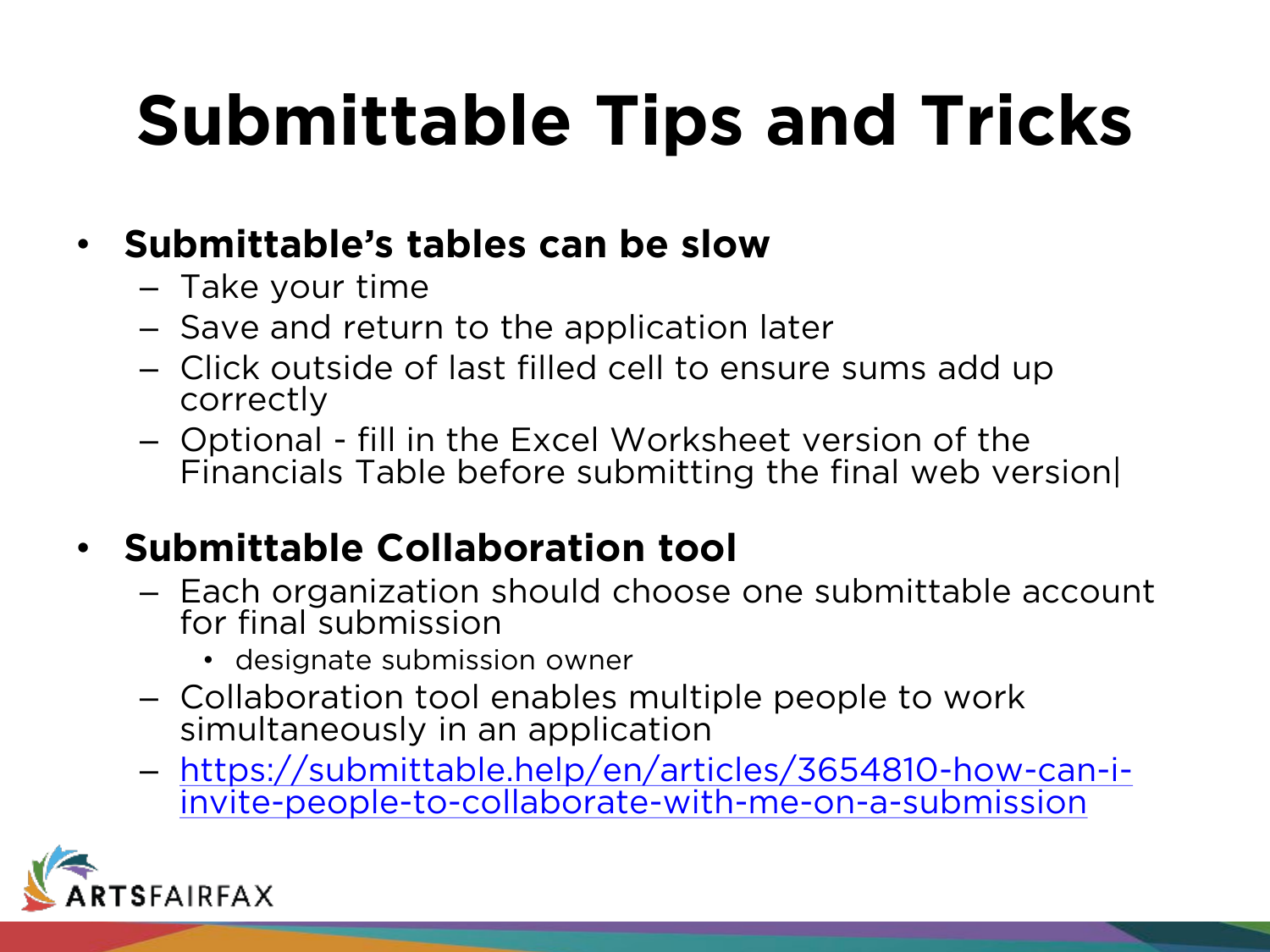# Submittable Tips and Tricks

- **Submittable's tables can be slow**
  - Take your time
  - Save and return to the application later
  - Click outside of last filled cell to ensure sums add up correctly
  - Optional - fill in the Excel Worksheet version of the Financials Table before submitting the final web version|
- **Submittable Collaboration tool**
  - Each organization should choose one submittable account for final submission
    - designate submission owner
  - Collaboration tool enables multiple people to work simultaneously in an application
  - [https://submittable.help/en/articles/3654810-how-can-i-invite-people-to-collaborate-with-me-on-a-submission](https://submittable.help/en/articles/3654810-how-can-i-invite-people-to-collaborate-with-me-on-a-submission)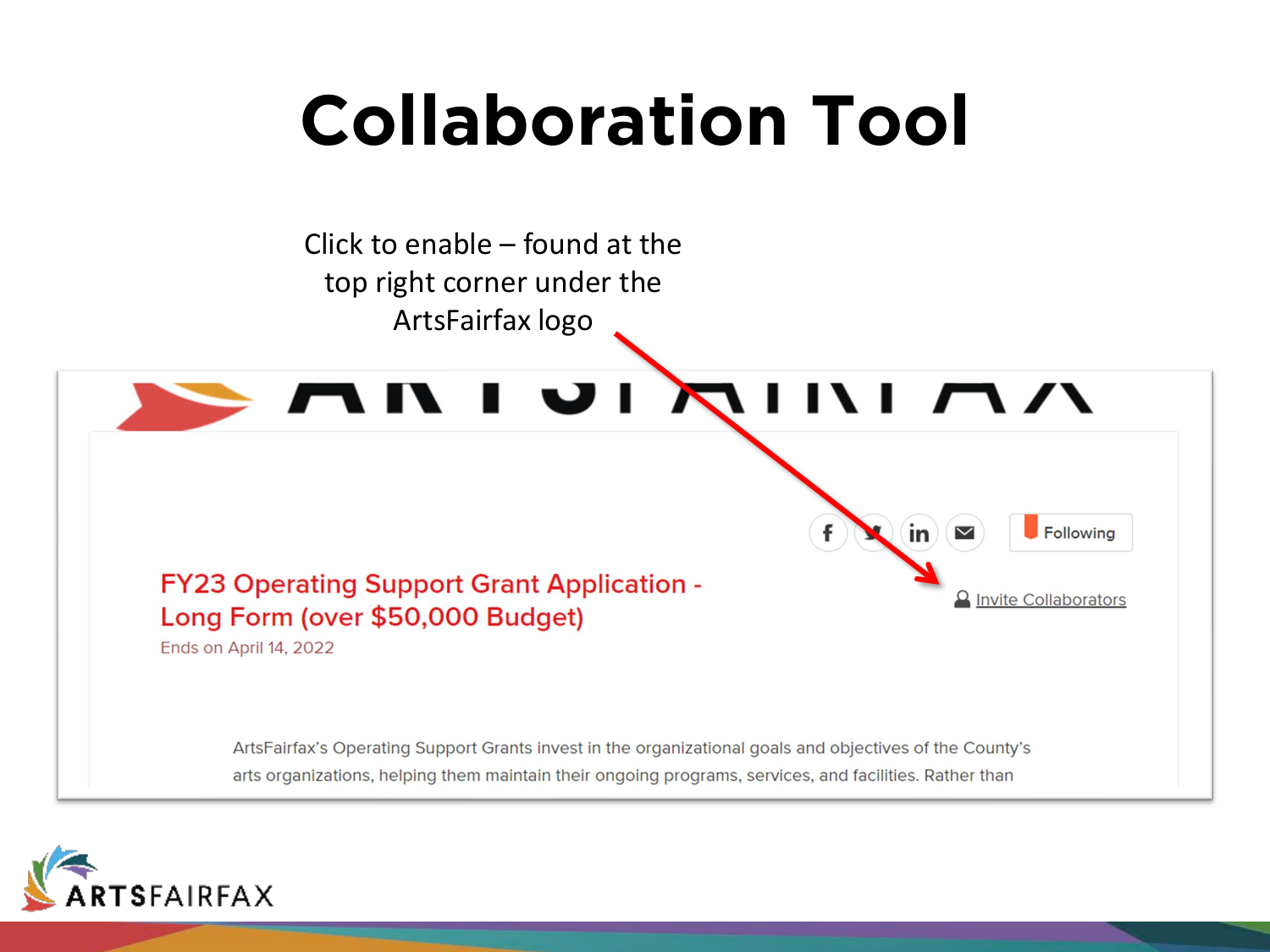# Collaboration Tool

Click to enable – found at the top right corner under the ArtsFairfax logo

Following

Invite Collaborators

FY23 Operating Support Grant Application - Long Form (over $50,000 Budget)

Ends on April 14, 2022

ArtsFairfax's Operating Support Grants invest in the organizational goals and objectives of the County's arts organizations, helping them maintain their ongoing programs, services, and facilities. Rather than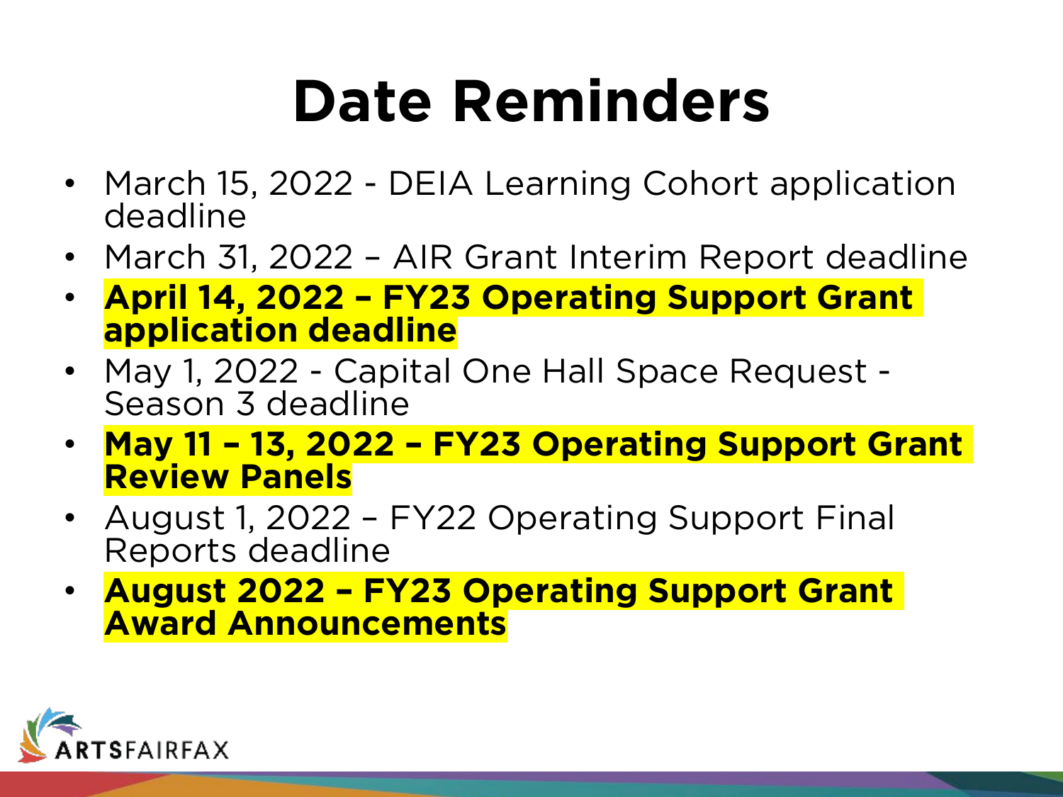# Date Reminders

- March 15, 2022 - DEIA Learning Cohort application deadline
- March 31, 2022 – AIR Grant Interim Report deadline
- **April 14, 2022 – FY23 Operating Support Grant application deadline**
- May 1, 2022 - Capital One Hall Space Request - Season 3 deadline
- **May 11 – 13, 2022 – FY23 Operating Support Grant Review Panels**
- August 1, 2022 – FY22 Operating Support Final Reports deadline
- **August 2022 – FY23 Operating Support Grant Award Announcements**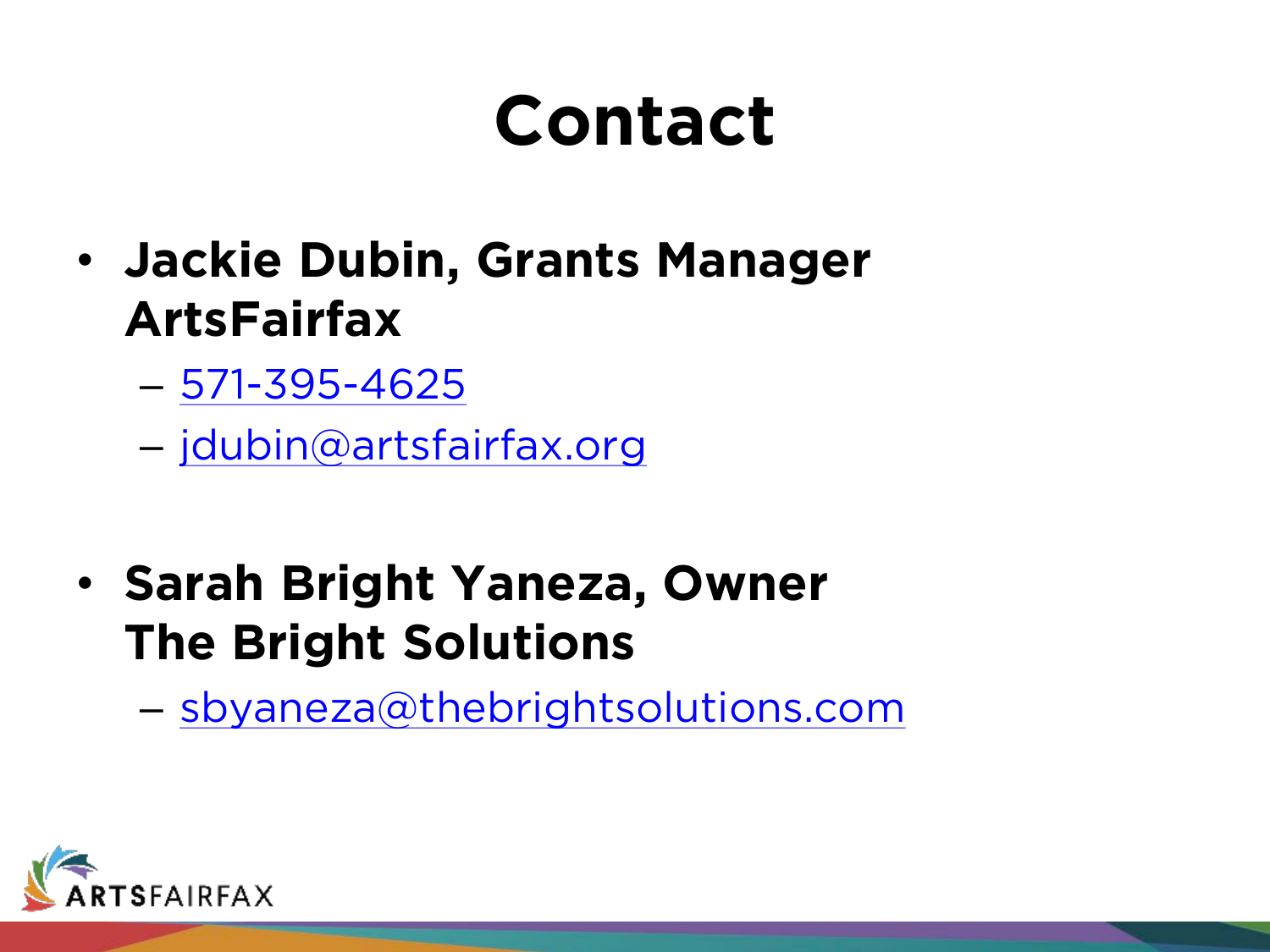# Contact

- **Jackie Dubin, Grants Manager ArtsFairfax**
  - 571-395-4625
  - jdubin@artsfairfax.org

- **Sarah Bright Yaneza, Owner The Bright Solutions**
  - sbyaneza@thebrightsolutions.com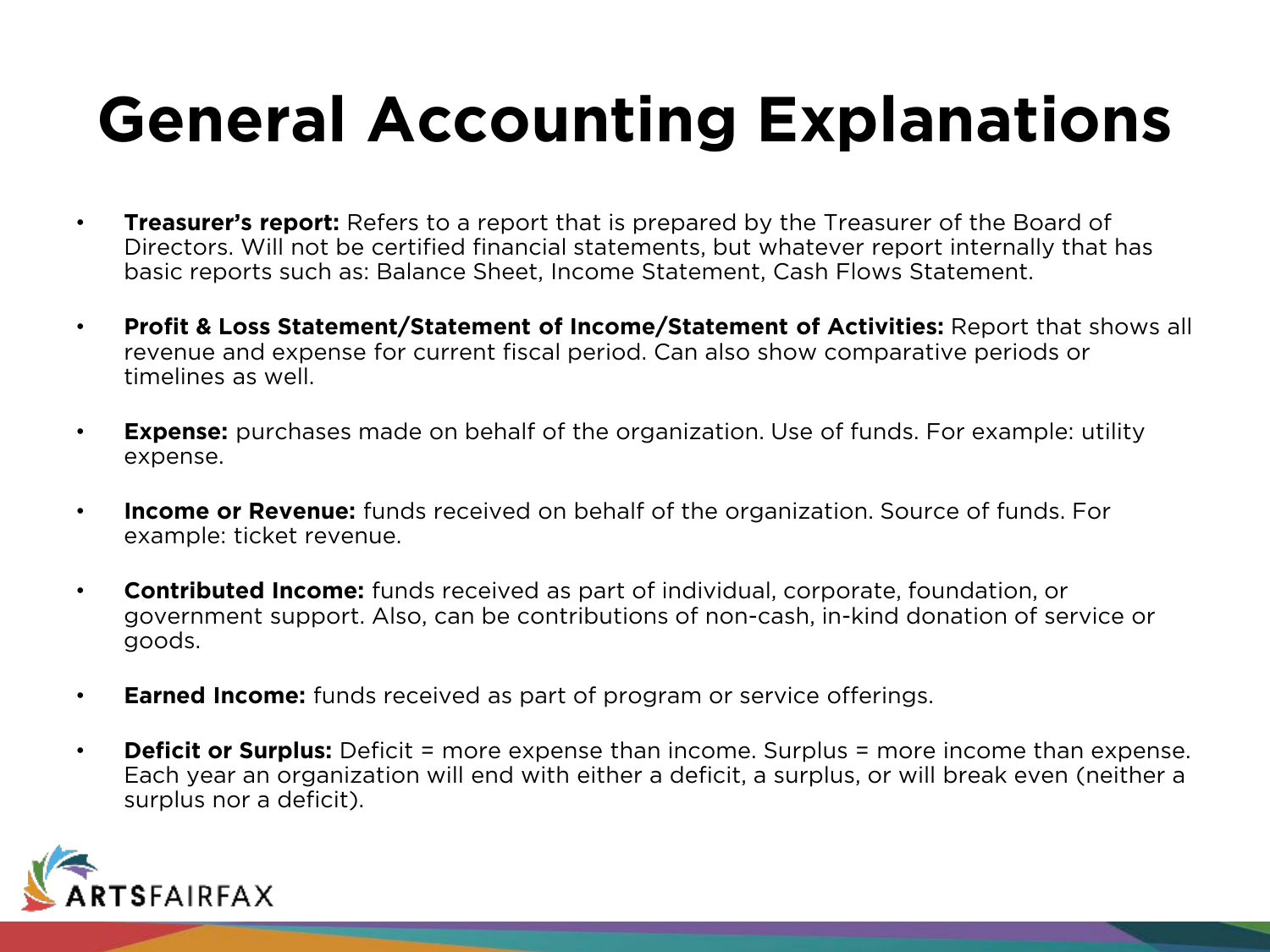# General Accounting Explanations

- **Treasurer's report:** Refers to a report that is prepared by the Treasurer of the Board of Directors. Will not be certified financial statements, but whatever report internally that has basic reports such as: Balance Sheet, Income Statement, Cash Flows Statement.

- **Profit & Loss Statement/Statement of Income/Statement of Activities:** Report that shows all revenue and expense for current fiscal period. Can also show comparative periods or timelines as well.

- **Expense:** purchases made on behalf of the organization. Use of funds. For example: utility expense.

- **Income or Revenue:** funds received on behalf of the organization. Source of funds. For example: ticket revenue.

- **Contributed Income:** funds received as part of individual, corporate, foundation, or government support. Also, can be contributions of non-cash, in-kind donation of service or goods.

- **Earned Income:** funds received as part of program or service offerings.

- **Deficit or Surplus:** Deficit = more expense than income. Surplus = more income than expense. Each year an organization will end with either a deficit, a surplus, or will break even (neither a surplus nor a deficit).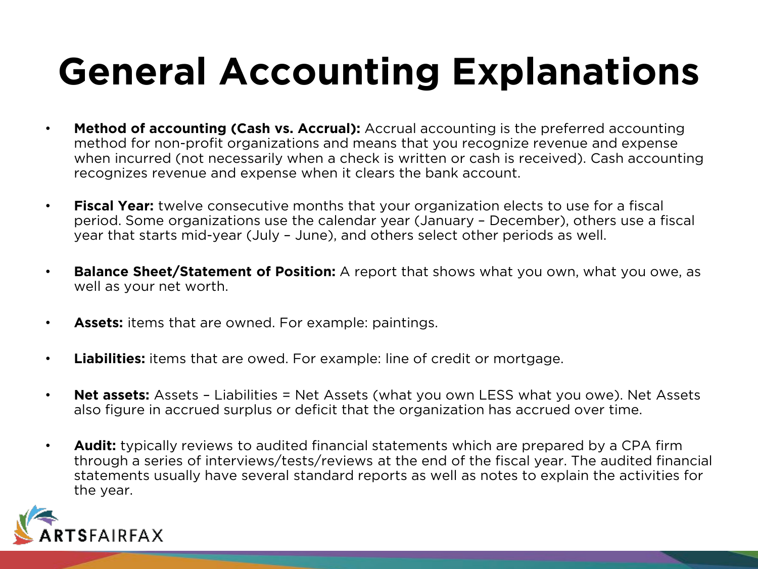# General Accounting Explanations

- **Method of accounting (Cash vs. Accrual):** Accrual accounting is the preferred accounting method for non-profit organizations and means that you recognize revenue and expense when incurred (not necessarily when a check is written or cash is received). Cash accounting recognizes revenue and expense when it clears the bank account.
- **Fiscal Year:** twelve consecutive months that your organization elects to use for a fiscal period. Some organizations use the calendar year (January – December), others use a fiscal year that starts mid-year (July – June), and others select other periods as well.
- **Balance Sheet/Statement of Position:** A report that shows what you own, what you owe, as well as your net worth.
- **Assets:** items that are owned. For example: paintings.
- **Liabilities:** items that are owed. For example: line of credit or mortgage.
- **Net assets:** Assets – Liabilities = Net Assets (what you own LESS what you owe). Net Assets also figure in accrued surplus or deficit that the organization has accrued over time.
- **Audit:** typically reviews to audited financial statements which are prepared by a CPA firm through a series of interviews/tests/reviews at the end of the fiscal year. The audited financial statements usually have several standard reports as well as notes to explain the activities for the year.

ARTSFAIRFAX